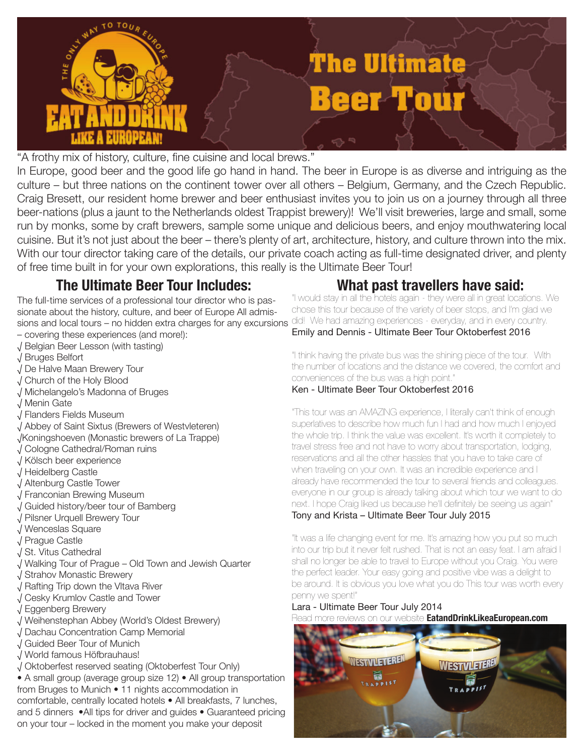# The Ultimate Beer Tour

"A frothy mix of history, culture, fine cuisine and local brews."

In Europe, good beer and the good life go hand in hand. The beer in Europe is as diverse and intriguing as the culture – but three nations on the continent tower over all others – Belgium, Germany, and the Czech Republic. Craig Bresett, our resident home brewer and beer enthusiast invites you to join us on a journey through all three beer-nations (plus a jaunt to the Netherlands oldest Trappist brewery)! We'll visit breweries, large and small, some run by monks, some by craft brewers, sample some unique and delicious beers, and enjoy mouthwatering local cuisine. But it's not just about the beer – there's plenty of art, architecture, history, and culture thrown into the mix. With our tour director taking care of the details, our private coach acting as full-time designated driver, and plenty of free time built in for your own explorations, this really is the Ultimate Beer Tour!

## The Ultimate Beer Tour Includes:

The full-time services of a professional tour director who is passionate about the history, culture, and beer of Europe All admissions and local tours – no hidden extra charges for any excursions – covering these experiences (and more!):

√ Belgian Beer Lesson (with tasting)
√ Bruges Belfort
√ De Halve Maan Brewery Tour
√ Church of the Holy Blood
√ Michelangelo's Madonna of Bruges
√ Menin Gate
√ Flanders Fields Museum
√ Abbey of Saint Sixtus (Brewers of Westvleteren)
√Koningshoeven (Monastic brewers of La Trappe)
√ Cologne Cathedral/Roman ruins
√ Kölsch beer experience
√ Heidelberg Castle
√ Altenburg Castle Tower
√ Franconian Brewing Museum
√ Guided history/beer tour of Bamberg
√ Pilsner Urquell Brewery Tour
√ Wenceslas Square
√ Prague Castle
√ St. Vitus Cathedral
√ Walking Tour of Prague – Old Town and Jewish Quarter
√ Strahov Monastic Brewery
√ Rafting Trip down the Vltava River
√ Cesky Krumlov Castle and Tower
√ Eggenberg Brewery
√ Weihenstephan Abbey (World's Oldest Brewery)
√ Dachau Concentration Camp Memorial
√ Guided Beer Tour of Munich
√ World famous Höfbrauhaus!
√ Oktoberfest reserved seating (Oktoberfest Tour Only)

• A small group (average group size 12) • All group transportation from Bruges to Munich • 11 nights accommodation in comfortable, centrally located hotels • All breakfasts, 7 lunches, and 5 dinners •All tips for driver and guides • Guaranteed pricing on your tour – locked in the moment you make your deposit

## What past travellers have said:

"I would stay in all the hotels again - they were all in great locations. We chose this tour because of the variety of beer stops, and I'm glad we did! We had amazing experiences - everyday, and in every country.

Emily and Dennis - Ultimate Beer Tour Oktoberfest 2016

"I think having the private bus was the shining piece of the tour. With the number of locations and the distance we covered, the comfort and conveniences of the bus was a high point."

Ken - Ultimate Beer Tour Oktoberfest 2016

"This tour was an AMAZING experience, I literally can't think of enough superlatives to describe how much fun I had and how much I enjoyed the whole trip. I think the value was excellent. It's worth it completely to travel stress free and not have to worry about transportation, lodging, reservations and all the other hassles that you have to take care of when traveling on your own. It was an incredible experience and I already have recommended the tour to several friends and colleagues. everyone in our group is already talking about which tour we want to do next. I hope Craig liked us because he'll definitely be seeing us again"

Tony and Krista – Ultimate Beer Tour July 2015

"It was a life changing event for me. It's amazing how you put so much into our trip but it never felt rushed. That is not an easy feat. I am afraid I shall no longer be able to travel to Europe without you Craig. You were the perfect leader. Your easy going and positive vibe was a delight to be around. It is obvious you love what you do This tour was worth every penny we spent!"

Lara - Ultimate Beer Tour July 2014

Read more reviews on our website **EatandDrinkLikeaEuropean.com**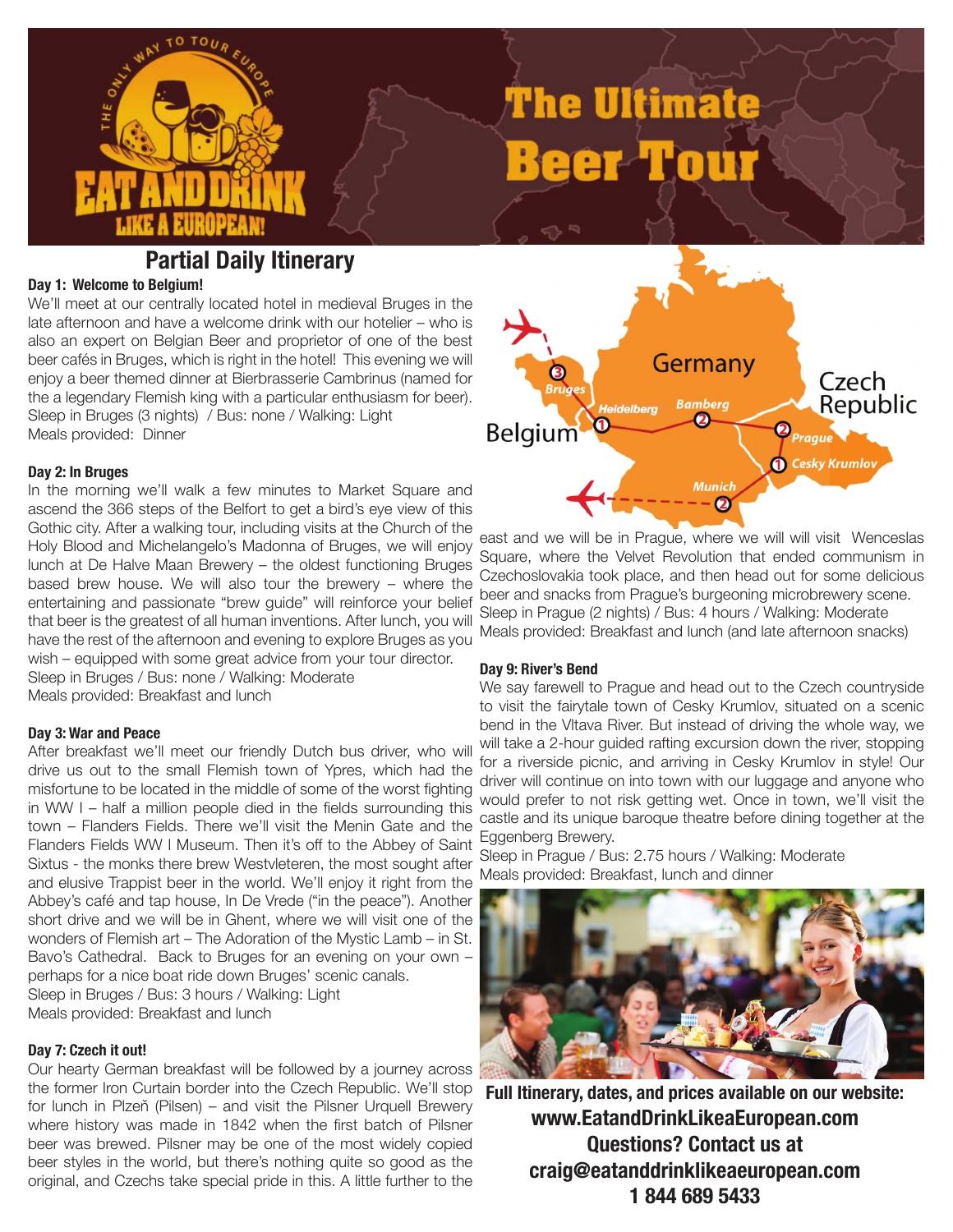# The Ultimate Beer Tour

## Partial Daily Itinerary

**Day 1: Welcome to Belgium!**

We'll meet at our centrally located hotel in medieval Bruges in the late afternoon and have a welcome drink with our hotelier – who is also an expert on Belgian Beer and proprietor of one of the best beer cafés in Bruges, which is right in the hotel! This evening we will enjoy a beer themed dinner at Bierbrasserie Cambrinus (named for the a legendary Flemish king with a particular enthusiasm for beer).
Sleep in Bruges (3 nights) / Bus: none / Walking: Light
Meals provided: Dinner

**Day 2: In Bruges**

In the morning we'll walk a few minutes to Market Square and ascend the 366 steps of the Belfort to get a bird's eye view of this Gothic city. After a walking tour, including visits at the Church of the Holy Blood and Michelangelo's Madonna of Bruges, we will enjoy lunch at De Halve Maan Brewery – the oldest functioning Bruges based brew house. We will also tour the brewery – where the entertaining and passionate "brew guide" will reinforce your belief that beer is the greatest of all human inventions. After lunch, you will have the rest of the afternoon and evening to explore Bruges as you wish – equipped with some great advice from your tour director.
Sleep in Bruges / Bus: none / Walking: Moderate
Meals provided: Breakfast and lunch

**Day 3: War and Peace**

After breakfast we'll meet our friendly Dutch bus driver, who will drive us out to the small Flemish town of Ypres, which had the misfortune to be located in the middle of some of the worst fighting in WW I – half a million people died in the fields surrounding this town – Flanders Fields. There we'll visit the Menin Gate and the Flanders Fields WW I Museum. Then it's off to the Abbey of Saint Sixtus - the monks there brew Westvleteren, the most sought after and elusive Trappist beer in the world. We'll enjoy it right from the Abbey's café and tap house, In De Vrede ("in the peace"). Another short drive and we will be in Ghent, where we will visit one of the wonders of Flemish art – The Adoration of the Mystic Lamb – in St. Bavo's Cathedral. Back to Bruges for an evening on your own – perhaps for a nice boat ride down Bruges' scenic canals.
Sleep in Bruges / Bus: 3 hours / Walking: Light
Meals provided: Breakfast and lunch

**Day 7: Czech it out!**

Our hearty German breakfast will be followed by a journey across the former Iron Curtain border into the Czech Republic. We'll stop for lunch in Plzeň (Pilsen) – and visit the Pilsner Urquell Brewery where history was made in 1842 when the first batch of Pilsner beer was brewed. Pilsner may be one of the most widely copied beer styles in the world, but there's nothing quite so good as the original, and Czechs take special pride in this. A little further to the east and we will be in Prague, where we will will visit Wenceslas Square, where the Velvet Revolution that ended communism in Czechoslovakia took place, and then head out for some delicious beer and snacks from Prague's burgeoning microbrewery scene.
Sleep in Prague (2 nights) / Bus: 4 hours / Walking: Moderate
Meals provided: Breakfast and lunch (and late afternoon snacks)

**Day 9: River's Bend**

We say farewell to Prague and head out to the Czech countryside to visit the fairytale town of Cesky Krumlov, situated on a scenic bend in the Vltava River. But instead of driving the whole way, we will take a 2-hour guided rafting excursion down the river, stopping for a riverside picnic, and arriving in Cesky Krumlov in style! Our driver will continue on into town with our luggage and anyone who would prefer to not risk getting wet. Once in town, we'll visit the castle and its unique baroque theatre before dining together at the Eggenberg Brewery.
Sleep in Prague / Bus: 2.75 hours / Walking: Moderate
Meals provided: Breakfast, lunch and dinner

**Full Itinerary, dates, and prices available on our website:**
**www.EatandDrinkLikeaEuropean.com**
**Questions? Contact us at**
**craig@eatanddrinklikeaeuropean.com**
**1 844 689 5433**